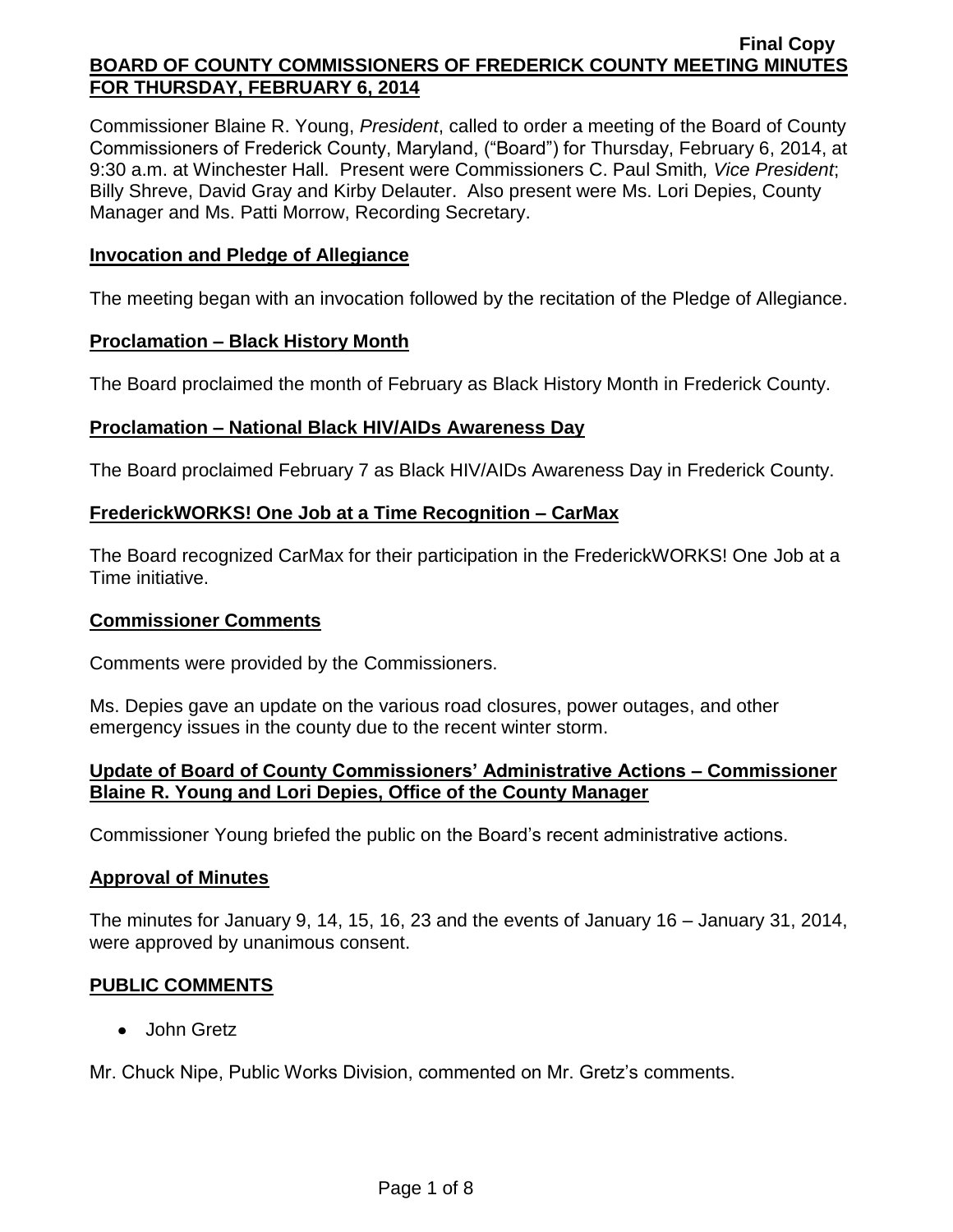**Final Copy**

# BOARD OF COUNTY COMMISSIONERS OF FREDERICK COUNTY MEETING MINUTES FOR THURSDAY, FEBRUARY 6, 2014

Commissioner Blaine R. Young, *President*, called to order a meeting of the Board of County Commissioners of Frederick County, Maryland, ("Board") for Thursday, February 6, 2014, at 9:30 a.m. at Winchester Hall. Present were Commissioners C. Paul Smith*, Vice President*; Billy Shreve, David Gray and Kirby Delauter. Also present were Ms. Lori Depies, County Manager and Ms. Patti Morrow, Recording Secretary.

## Invocation and Pledge of Allegiance

The meeting began with an invocation followed by the recitation of the Pledge of Allegiance.

## Proclamation – Black History Month

The Board proclaimed the month of February as Black History Month in Frederick County.

## Proclamation – National Black HIV/AIDs Awareness Day

The Board proclaimed February 7 as Black HIV/AIDs Awareness Day in Frederick County.

## FrederickWORKS! One Job at a Time Recognition – CarMax

The Board recognized CarMax for their participation in the FrederickWORKS! One Job at a Time initiative.

## Commissioner Comments

Comments were provided by the Commissioners.

Ms. Depies gave an update on the various road closures, power outages, and other emergency issues in the county due to the recent winter storm.

## Update of Board of County Commissioners' Administrative Actions – Commissioner Blaine R. Young and Lori Depies, Office of the County Manager

Commissioner Young briefed the public on the Board's recent administrative actions.

## Approval of Minutes

The minutes for January 9, 14, 15, 16, 23 and the events of January 16 – January 31, 2014, were approved by unanimous consent.

## PUBLIC COMMENTS

- John Gretz

Mr. Chuck Nipe, Public Works Division, commented on Mr. Gretz's comments.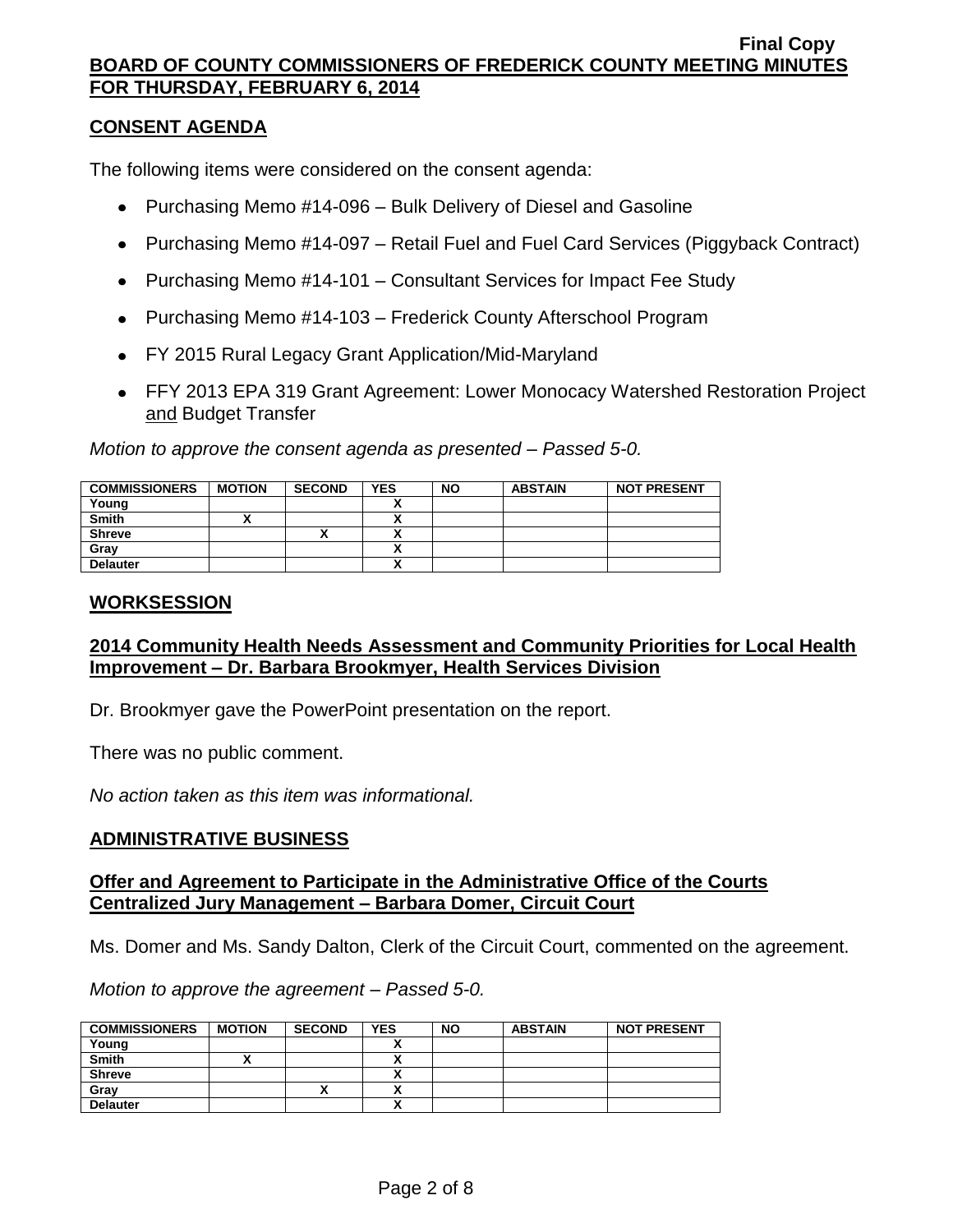## CONSENT AGENDA

The following items were considered on the consent agenda:

- Purchasing Memo #14-096 – Bulk Delivery of Diesel and Gasoline
- Purchasing Memo #14-097 – Retail Fuel and Fuel Card Services (Piggyback Contract)
- Purchasing Memo #14-101 – Consultant Services for Impact Fee Study
- Purchasing Memo #14-103 – Frederick County Afterschool Program
- FY 2015 Rural Legacy Grant Application/Mid-Maryland
- FFY 2013 EPA 319 Grant Agreement: Lower Monocacy Watershed Restoration Project and Budget Transfer

*Motion to approve the consent agenda as presented – Passed 5-0.*

| COMMISSIONERS | MOTION | SECOND | YES | NO | ABSTAIN | NOT PRESENT |
|---|---|---|---|---|---|---|
| Young | | | X | | | |
| Smith | X | | X | | | |
| Shreve | | X | X | | | |
| Gray | | | X | | | |
| Delauter | | | X | | | |

## WORKSESSION

### 2014 Community Health Needs Assessment and Community Priorities for Local Health Improvement – Dr. Barbara Brookmyer, Health Services Division

Dr. Brookmyer gave the PowerPoint presentation on the report.

There was no public comment.

*No action taken as this item was informational.*

## ADMINISTRATIVE BUSINESS

### Offer and Agreement to Participate in the Administrative Office of the Courts Centralized Jury Management – Barbara Domer, Circuit Court

Ms. Domer and Ms. Sandy Dalton, Clerk of the Circuit Court, commented on the agreement.

*Motion to approve the agreement – Passed 5-0.*

| COMMISSIONERS | MOTION | SECOND | YES | NO | ABSTAIN | NOT PRESENT |
|---|---|---|---|---|---|---|
| Young | | | X | | | |
| Smith | X | | X | | | |
| Shreve | | | X | | | |
| Gray | | X | X | | | |
| Delauter | | | X | | | |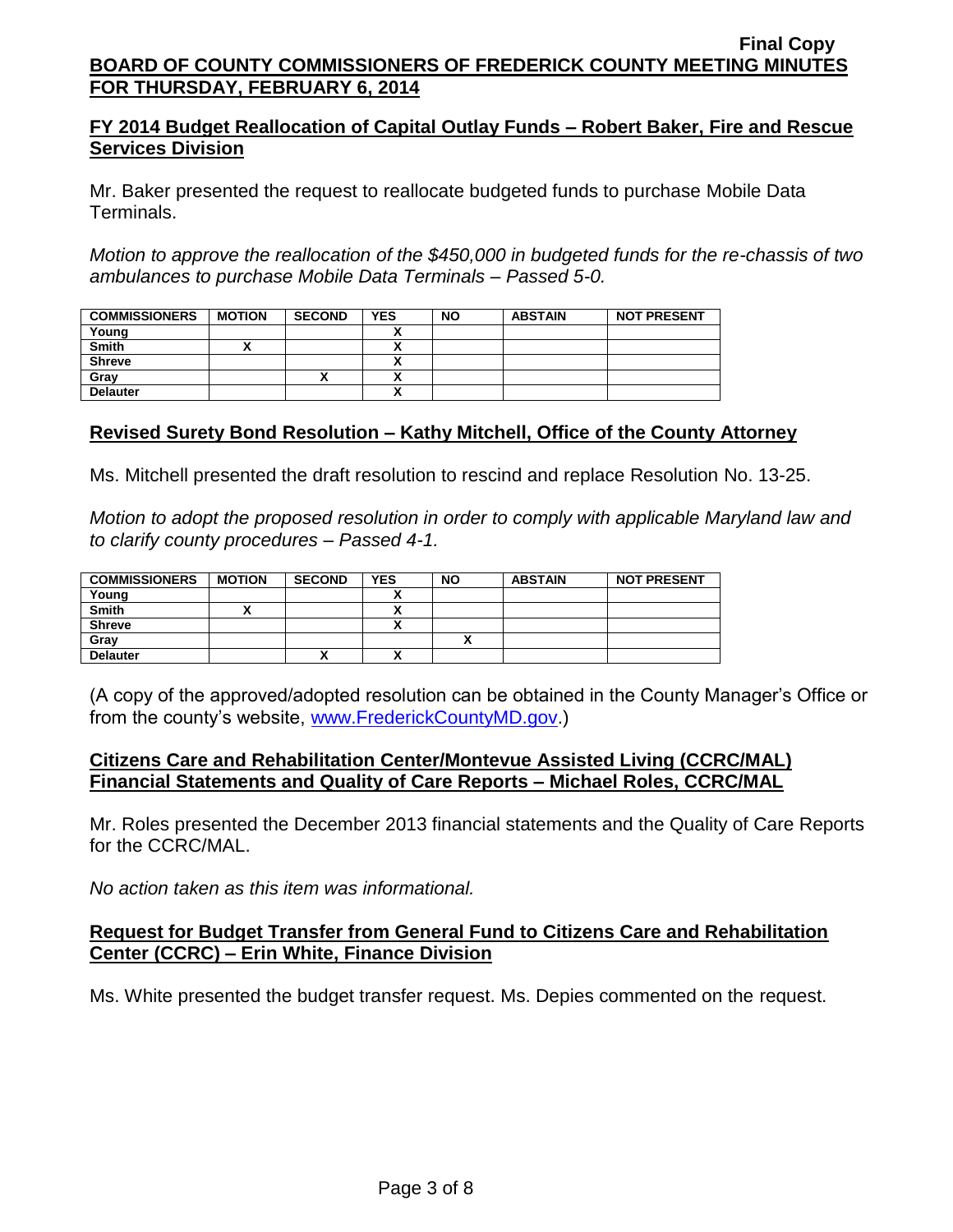## FY 2014 Budget Reallocation of Capital Outlay Funds – Robert Baker, Fire and Rescue Services Division

Mr. Baker presented the request to reallocate budgeted funds to purchase Mobile Data Terminals.

*Motion to approve the reallocation of the $450,000 in budgeted funds for the re-chassis of two ambulances to purchase Mobile Data Terminals – Passed 5-0.*

| COMMISSIONERS | MOTION | SECOND | YES | NO | ABSTAIN | NOT PRESENT |
|---|---|---|---|---|---|---|
| Young | | | X | | | |
| Smith | X | | X | | | |
| Shreve | | | X | | | |
| Gray | | X | X | | | |
| Delauter | | | X | | | |

## Revised Surety Bond Resolution – Kathy Mitchell, Office of the County Attorney

Ms. Mitchell presented the draft resolution to rescind and replace Resolution No. 13-25.

*Motion to adopt the proposed resolution in order to comply with applicable Maryland law and to clarify county procedures – Passed 4-1.*

| COMMISSIONERS | MOTION | SECOND | YES | NO | ABSTAIN | NOT PRESENT |
|---|---|---|---|---|---|---|
| Young | | | X | | | |
| Smith | X | | X | | | |
| Shreve | | | X | | | |
| Gray | | | | X | | |
| Delauter | | X | X | | | |

(A copy of the approved/adopted resolution can be obtained in the County Manager's Office or from the county's website, www.FrederickCountyMD.gov.)

## Citizens Care and Rehabilitation Center/Montevue Assisted Living (CCRC/MAL) Financial Statements and Quality of Care Reports – Michael Roles, CCRC/MAL

Mr. Roles presented the December 2013 financial statements and the Quality of Care Reports for the CCRC/MAL.

*No action taken as this item was informational.*

## Request for Budget Transfer from General Fund to Citizens Care and Rehabilitation Center (CCRC) – Erin White, Finance Division

Ms. White presented the budget transfer request. Ms. Depies commented on the request.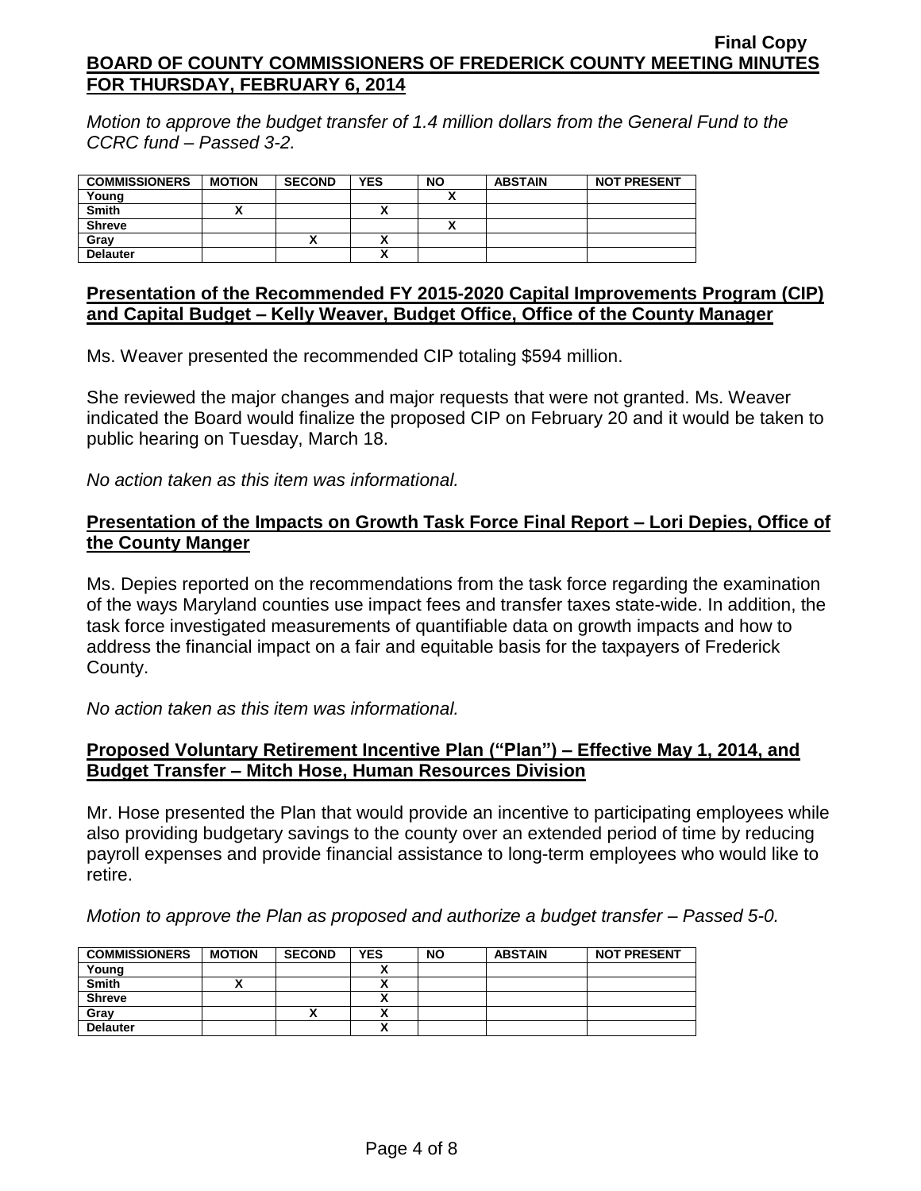*Motion to approve the budget transfer of 1.4 million dollars from the General Fund to the CCRC fund – Passed 3-2.*

| COMMISSIONERS | MOTION | SECOND | YES | NO | ABSTAIN | NOT PRESENT |
|---|---|---|---|---|---|---|
| Young | | | | X | | |
| Smith | X | | X | | | |
| Shreve | | | | X | | |
| Gray | | X | X | | | |
| Delauter | | | X | | | |

## Presentation of the Recommended FY 2015-2020 Capital Improvements Program (CIP) and Capital Budget – Kelly Weaver, Budget Office, Office of the County Manager

Ms. Weaver presented the recommended CIP totaling $594 million.

She reviewed the major changes and major requests that were not granted. Ms. Weaver indicated the Board would finalize the proposed CIP on February 20 and it would be taken to public hearing on Tuesday, March 18.

*No action taken as this item was informational.*

## Presentation of the Impacts on Growth Task Force Final Report – Lori Depies, Office of the County Manger

Ms. Depies reported on the recommendations from the task force regarding the examination of the ways Maryland counties use impact fees and transfer taxes state-wide. In addition, the task force investigated measurements of quantifiable data on growth impacts and how to address the financial impact on a fair and equitable basis for the taxpayers of Frederick County.

*No action taken as this item was informational.*

## Proposed Voluntary Retirement Incentive Plan ("Plan") – Effective May 1, 2014, and Budget Transfer – Mitch Hose, Human Resources Division

Mr. Hose presented the Plan that would provide an incentive to participating employees while also providing budgetary savings to the county over an extended period of time by reducing payroll expenses and provide financial assistance to long-term employees who would like to retire.

*Motion to approve the Plan as proposed and authorize a budget transfer – Passed 5-0.*

| COMMISSIONERS | MOTION | SECOND | YES | NO | ABSTAIN | NOT PRESENT |
|---|---|---|---|---|---|---|
| Young | | | X | | | |
| Smith | X | | X | | | |
| Shreve | | | X | | | |
| Gray | | X | X | | | |
| Delauter | | | X | | | |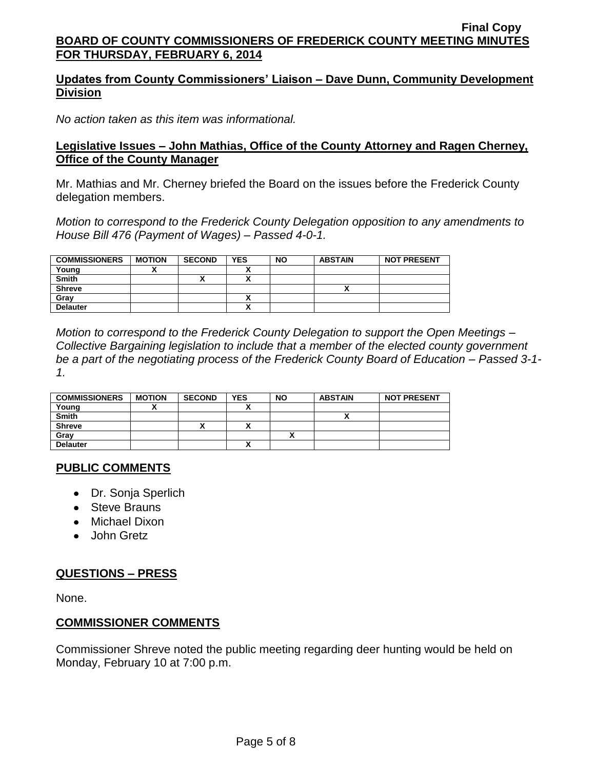## Updates from County Commissioners' Liaison – Dave Dunn, Community Development Division

*No action taken as this item was informational.*

## Legislative Issues – John Mathias, Office of the County Attorney and Ragen Cherney, Office of the County Manager

Mr. Mathias and Mr. Cherney briefed the Board on the issues before the Frederick County delegation members.

*Motion to correspond to the Frederick County Delegation opposition to any amendments to House Bill 476 (Payment of Wages) – Passed 4-0-1.*

| COMMISSIONERS | MOTION | SECOND | YES | NO | ABSTAIN | NOT PRESENT |
|---|---|---|---|---|---|---|
| Young | X | | X | | | |
| Smith | | X | X | | | |
| Shreve | | | | | X | |
| Gray | | | X | | | |
| Delauter | | | X | | | |

*Motion to correspond to the Frederick County Delegation to support the Open Meetings – Collective Bargaining legislation to include that a member of the elected county government be a part of the negotiating process of the Frederick County Board of Education – Passed 3-1-1.*

| COMMISSIONERS | MOTION | SECOND | YES | NO | ABSTAIN | NOT PRESENT |
|---|---|---|---|---|---|---|
| Young | X | | X | | | |
| Smith | | | | | X | |
| Shreve | | X | X | | | |
| Gray | | | | X | | |
| Delauter | | | X | | | |

## PUBLIC COMMENTS

- Dr. Sonja Sperlich
- Steve Brauns
- Michael Dixon
- John Gretz

## QUESTIONS – PRESS

None.

## COMMISSIONER COMMENTS

Commissioner Shreve noted the public meeting regarding deer hunting would be held on Monday, February 10 at 7:00 p.m.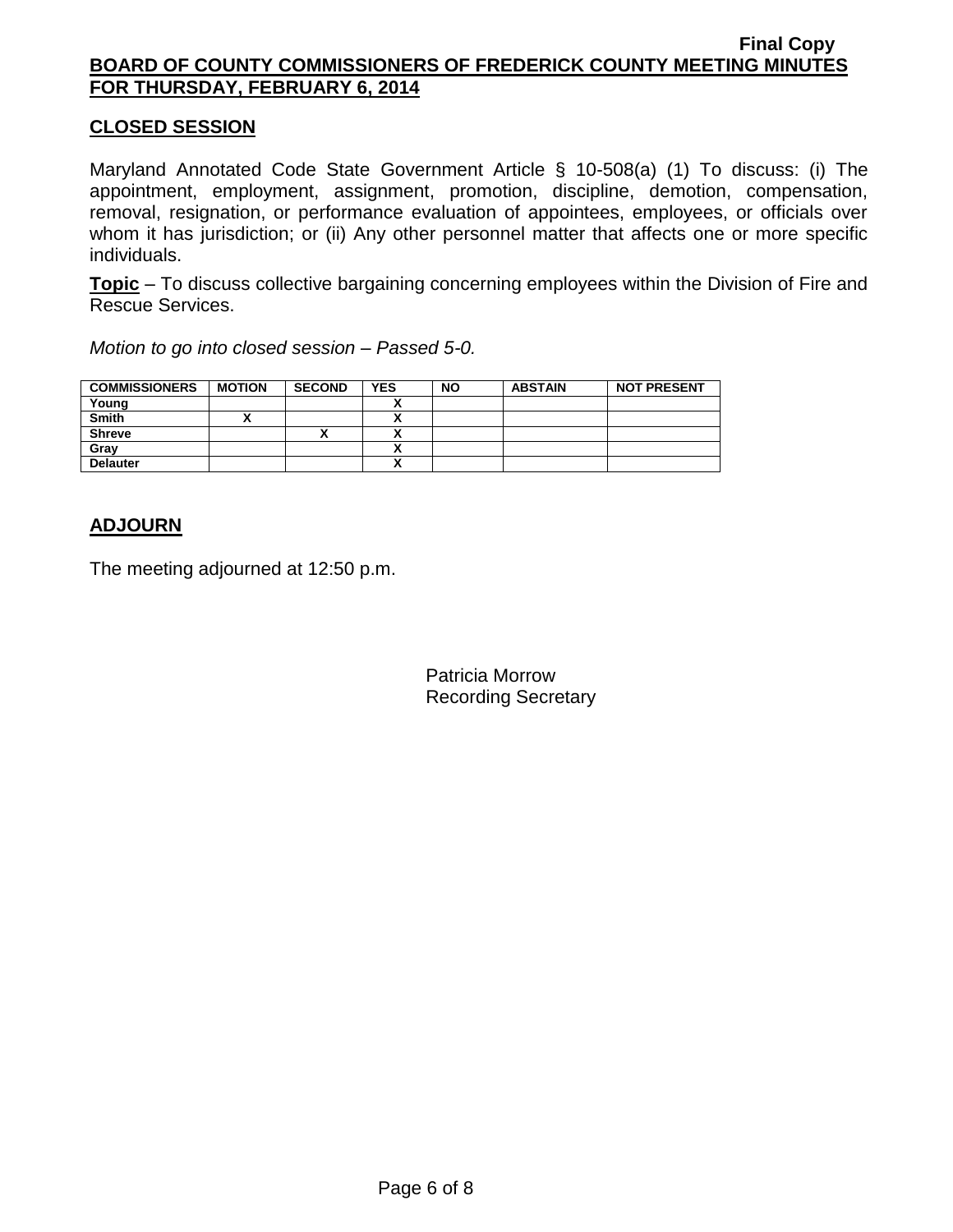## CLOSED SESSION

Maryland Annotated Code State Government Article § 10-508(a) (1) To discuss: (i) The appointment, employment, assignment, promotion, discipline, demotion, compensation, removal, resignation, or performance evaluation of appointees, employees, or officials over whom it has jurisdiction; or (ii) Any other personnel matter that affects one or more specific individuals.

**Topic** – To discuss collective bargaining concerning employees within the Division of Fire and Rescue Services.

*Motion to go into closed session – Passed 5-0.*

| COMMISSIONERS | MOTION | SECOND | YES | NO | ABSTAIN | NOT PRESENT |
|---|---|---|---|---|---|---|
| Young | | | X | | | |
| Smith | X | | X | | | |
| Shreve | | X | X | | | |
| Gray | | | X | | | |
| Delauter | | | X | | | |

## ADJOURN

The meeting adjourned at 12:50 p.m.

Patricia Morrow
Recording Secretary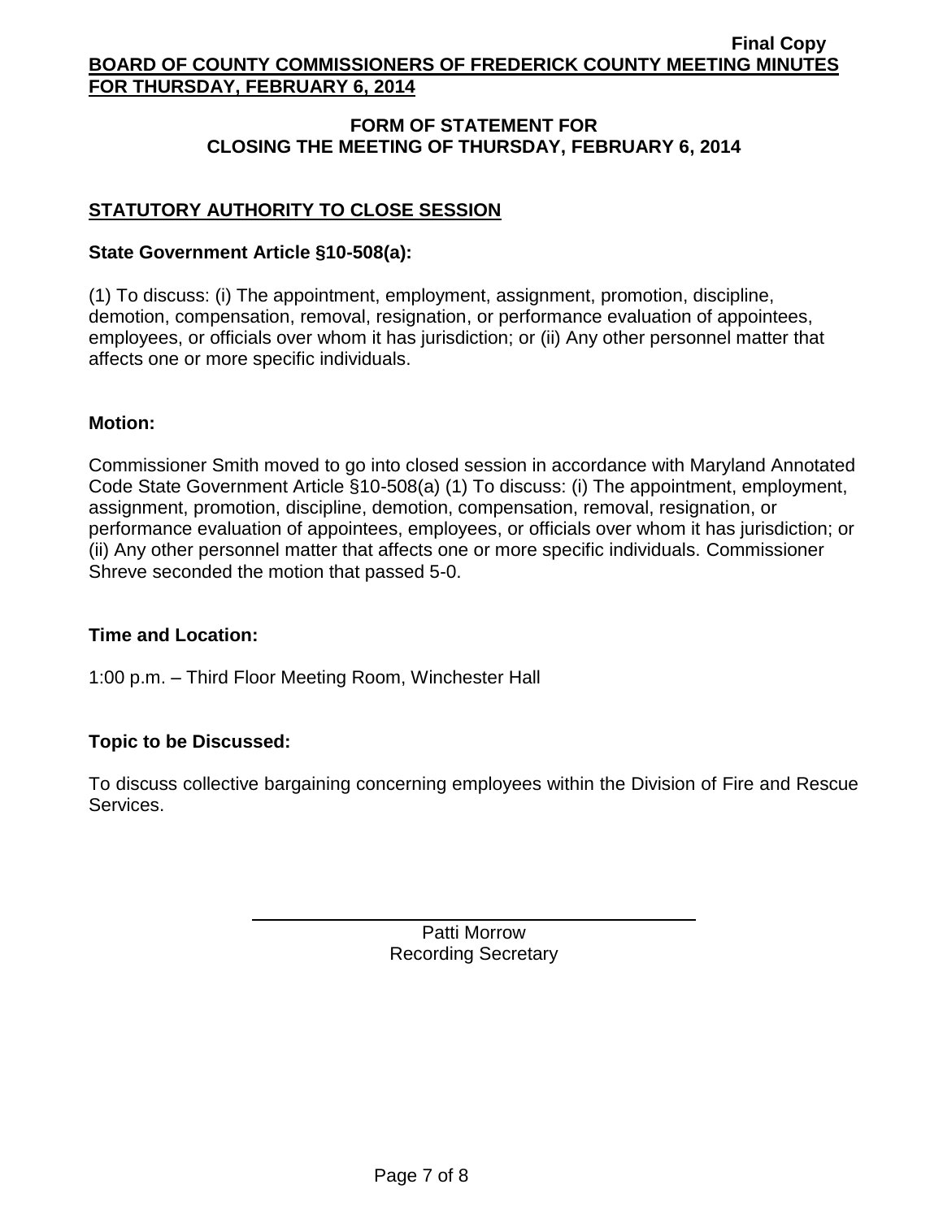## FORM OF STATEMENT FOR CLOSING THE MEETING OF THURSDAY, FEBRUARY 6, 2014

### STATUTORY AUTHORITY TO CLOSE SESSION

**State Government Article §10-508(a):**

(1) To discuss: (i) The appointment, employment, assignment, promotion, discipline, demotion, compensation, removal, resignation, or performance evaluation of appointees, employees, or officials over whom it has jurisdiction; or (ii) Any other personnel matter that affects one or more specific individuals.

**Motion:**

Commissioner Smith moved to go into closed session in accordance with Maryland Annotated Code State Government Article §10-508(a) (1) To discuss: (i) The appointment, employment, assignment, promotion, discipline, demotion, compensation, removal, resignation, or performance evaluation of appointees, employees, or officials over whom it has jurisdiction; or (ii) Any other personnel matter that affects one or more specific individuals. Commissioner Shreve seconded the motion that passed 5-0.

**Time and Location:**

1:00 p.m. – Third Floor Meeting Room, Winchester Hall

**Topic to be Discussed:**

To discuss collective bargaining concerning employees within the Division of Fire and Rescue Services.

Patti Morrow
Recording Secretary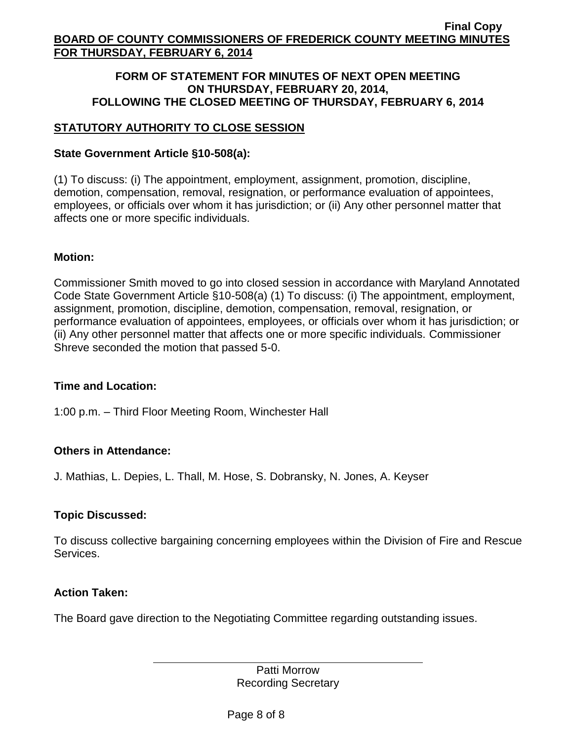## FORM OF STATEMENT FOR MINUTES OF NEXT OPEN MEETING ON THURSDAY, FEBRUARY 20, 2014, FOLLOWING THE CLOSED MEETING OF THURSDAY, FEBRUARY 6, 2014

### STATUTORY AUTHORITY TO CLOSE SESSION

**State Government Article §10-508(a):**

(1) To discuss: (i) The appointment, employment, assignment, promotion, discipline, demotion, compensation, removal, resignation, or performance evaluation of appointees, employees, or officials over whom it has jurisdiction; or (ii) Any other personnel matter that affects one or more specific individuals.

**Motion:**

Commissioner Smith moved to go into closed session in accordance with Maryland Annotated Code State Government Article §10-508(a) (1) To discuss: (i) The appointment, employment, assignment, promotion, discipline, demotion, compensation, removal, resignation, or performance evaluation of appointees, employees, or officials over whom it has jurisdiction; or (ii) Any other personnel matter that affects one or more specific individuals. Commissioner Shreve seconded the motion that passed 5-0.

**Time and Location:**

1:00 p.m. – Third Floor Meeting Room, Winchester Hall

**Others in Attendance:**

J. Mathias, L. Depies, L. Thall, M. Hose, S. Dobransky, N. Jones, A. Keyser

**Topic Discussed:**

To discuss collective bargaining concerning employees within the Division of Fire and Rescue Services.

**Action Taken:**

The Board gave direction to the Negotiating Committee regarding outstanding issues.

Patti Morrow
Recording Secretary